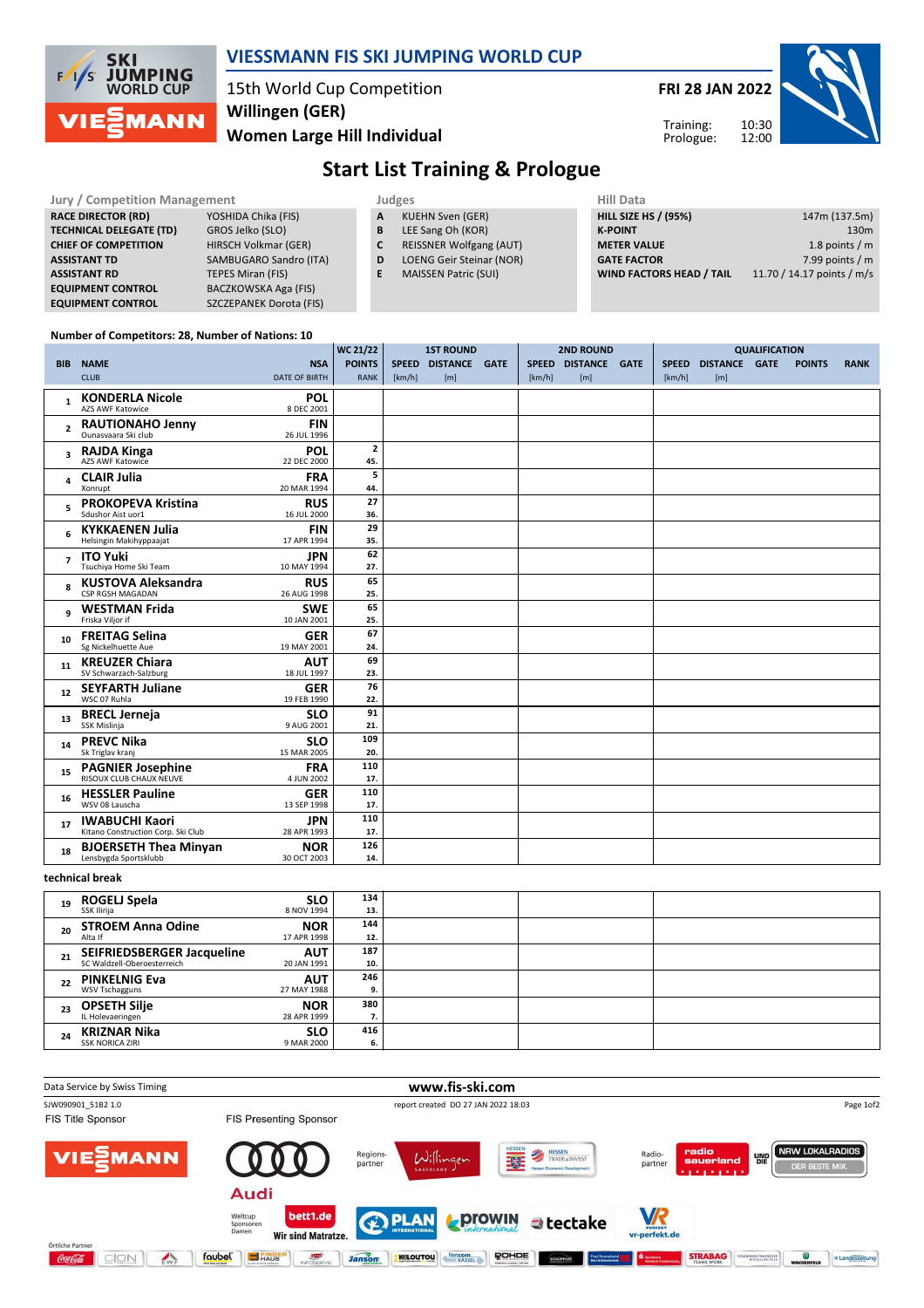# VIESSMANN FIS SKI JUMPING WORLD CUP

15th World Cup Competition
**Willingen (GER)**
**Women Large Hill Individual**

**FRI 28 JAN 2022**

Training: 10:30
Prologue: 12:00

## Start List Training & Prologue

| Jury / Competition Management | |
|---|---|
| RACE DIRECTOR (RD) | YOSHIDA Chika (FIS) |
| TECHNICAL DELEGATE (TD) | GROS Jelko (SLO) |
| CHIEF OF COMPETITION | HIRSCH Volkmar (GER) |
| ASSISTANT TD | SAMBUGARO Sandro (ITA) |
| ASSISTANT RD | TEPES Miran (FIS) |
| EQUIPMENT CONTROL | BACZKOWSKA Aga (FIS) |
| EQUIPMENT CONTROL | SZCZEPANEK Dorota (FIS) |

| Judges | |
|---|---|
| A | KUEHN Sven (GER) |
| B | LEE Sang Oh (KOR) |
| C | REISSNER Wolfgang (AUT) |
| D | LOENG Geir Steinar (NOR) |
| E | MAISSEN Patric (SUI) |

| Hill Data | |
|---|---|
| HILL SIZE HS / (95%) | 147m (137.5m) |
| K-POINT | 130m |
| METER VALUE | 1.8 points / m |
| GATE FACTOR | 7.99 points / m |
| WIND FACTORS HEAD / TAIL | 11.70 / 14.17 points / m/s |

Number of Competitors: 28, Number of Nations: 10

| BIB | NAME / CLUB | NSA / DATE OF BIRTH | WC 21/22 POINTS / RANK | 1ST ROUND SPEED [km/h] | DISTANCE [m] | GATE | 2ND ROUND SPEED [km/h] | DISTANCE [m] | GATE | QUALIFICATION SPEED [km/h] | DISTANCE [m] | GATE | POINTS | RANK |
|---|---|---|---|---|---|---|---|---|---|---|---|---|---|---|
| 1 | **KONDERLA Nicole** AZS AWF Katowice | POL 8 DEC 2001 | | | | | | | | | | | | |
| 2 | **RAUTIONAHO Jenny** Ounasvaara Ski club | FIN 26 JUL 1996 | | | | | | | | | | | | |
| 3 | **RAJDA Kinga** AZS AWF Katowice | POL 22 DEC 2000 | 2 / 45. | | | | | | | | | | | |
| 4 | **CLAIR Julia** Xonrupt | FRA 20 MAR 1994 | 5 / 44. | | | | | | | | | | | |
| 5 | **PROKOPEVA Kristina** Sdushor Aist uor1 | RUS 16 JUL 2000 | 27 / 36. | | | | | | | | | | | |
| 6 | **KYKKAENEN Julia** Helsingin Makihyppaajat | FIN 17 APR 1994 | 29 / 35. | | | | | | | | | | | |
| 7 | **ITO Yuki** Tsuchiya Home Ski Team | JPN 10 MAY 1994 | 62 / 27. | | | | | | | | | | | |
| 8 | **KUSTOVA Aleksandra** CSP RGSH MAGADAN | RUS 26 AUG 1998 | 65 / 25. | | | | | | | | | | | |
| 9 | **WESTMAN Frida** Friska Viljor if | SWE 10 JAN 2001 | 65 / 25. | | | | | | | | | | | |
| 10 | **FREITAG Selina** Sg Nickelhuette Aue | GER 19 MAY 2001 | 67 / 24. | | | | | | | | | | | |
| 11 | **KREUZER Chiara** SV Schwarzach-Salzburg | AUT 18 JUL 1997 | 69 / 23. | | | | | | | | | | | |
| 12 | **SEYFARTH Juliane** WSC 07 Ruhla | GER 19 FEB 1990 | 76 / 22. | | | | | | | | | | | |
| 13 | **BRECL Jerneja** SSK Mislinja | SLO 9 AUG 2001 | 91 / 21. | | | | | | | | | | | |
| 14 | **PREVC Nika** Sk Triglav kranj | SLO 15 MAR 2005 | 109 / 20. | | | | | | | | | | | |
| 15 | **PAGNIER Josephine** RISOUX CLUB CHAUX NEUVE | FRA 4 JUN 2002 | 110 / 17. | | | | | | | | | | | |
| 16 | **HESSLER Pauline** WSV 08 Lauscha | GER 13 SEP 1998 | 110 / 17. | | | | | | | | | | | |
| 17 | **IWABUCHI Kaori** Kitano Construction Corp. Ski Club | JPN 28 APR 1993 | 110 / 17. | | | | | | | | | | | |
| 18 | **BJOERSETH Thea Minyan** Lensbygda Sportsklubb | NOR 30 OCT 2003 | 126 / 14. | | | | | | | | | | | |
| | technical break | | | | | | | | | | | | | |
| 19 | **ROGELJ Spela** SSK Ilirija | SLO 8 NOV 1994 | 134 / 13. | | | | | | | | | | | |
| 20 | **STROEM Anna Odine** Alta If | NOR 17 APR 1998 | 144 / 12. | | | | | | | | | | | |
| 21 | **SEIFRIEDSBERGER Jacqueline** SC Waldzell-Oberoesterreich | AUT 20 JAN 1991 | 187 / 10. | | | | | | | | | | | |
| 22 | **PINKELNIG Eva** WSV Tschagguns | AUT 27 MAY 1988 | 246 / 9. | | | | | | | | | | | |
| 23 | **OPSETH Silje** IL Holevaeringen | NOR 28 APR 1999 | 380 / 7. | | | | | | | | | | | |
| 24 | **KRIZNAR Nika** SSK NORICA ZIRI | SLO 9 MAR 2000 | 416 / 6. | | | | | | | | | | | |

Data Service by Swiss Timing — www.fis-ski.com

SJW090901_51B2 1.0 — report created DO 27 JAN 2022 18:03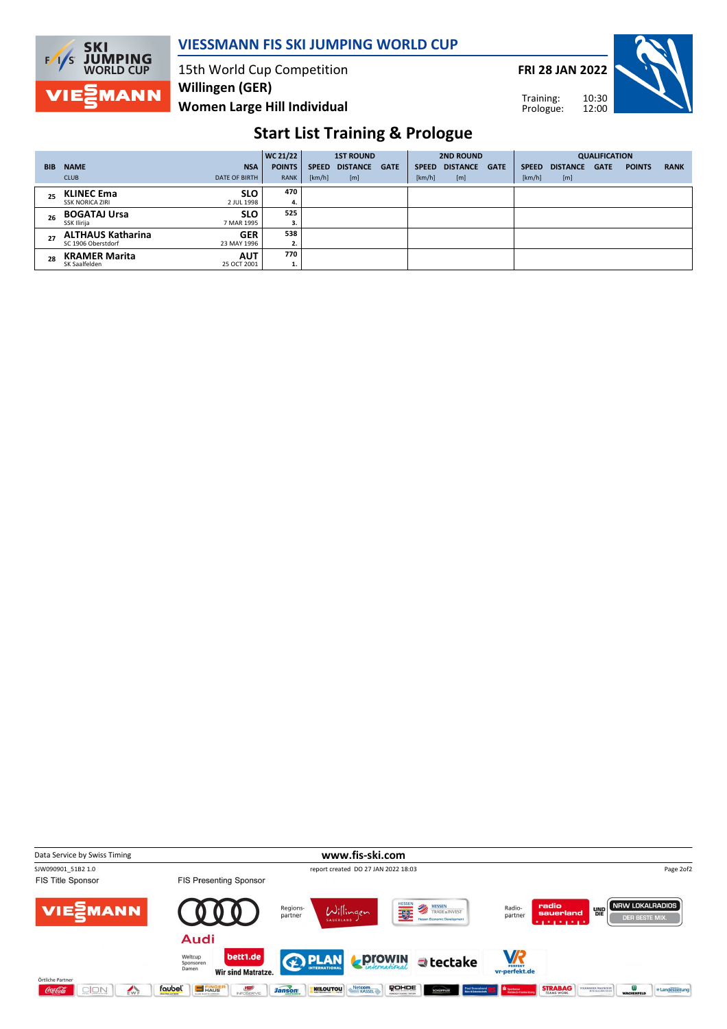# VIESSMANN FIS SKI JUMPING WORLD CUP

15th World Cup Competition
**Willingen (GER)**
**Women Large Hill Individual**

**FRI 28 JAN 2022**

Training: 10:30
Prologue: 12:00

## Start List Training & Prologue

| BIB | NAME / CLUB | NSA / DATE OF BIRTH | WC 21/22 POINTS / RANK | 1ST ROUND | | | 2ND ROUND | | | QUALIFICATION | | | | |
|---|---|---|---|---|---|---|---|---|---|---|---|---|---|---|
| | | | | SPEED [km/h] | DISTANCE [m] | GATE | SPEED [km/h] | DISTANCE [m] | GATE | SPEED [km/h] | DISTANCE [m] | GATE | POINTS | RANK |
| 25 | **KLINEC Ema** SSK NORICA ZIRI | **SLO** 2 JUL 1998 | 470 4. | | | | | | | | | | | |
| 26 | **BOGATAJ Ursa** SSK Ilirija | **SLO** 7 MAR 1995 | 525 3. | | | | | | | | | | | |
| 27 | **ALTHAUS Katharina** SC 1906 Oberstdorf | **GER** 23 MAY 1996 | 538 2. | | | | | | | | | | | |
| 28 | **KRAMER Marita** SK Saalfelden | **AUT** 25 OCT 2001 | 770 1. | | | | | | | | | | | |

Data Service by Swiss Timing
www.fis-ski.com
SJW090901_51B2 1.0
report created DO 27 JAN 2022 18:03